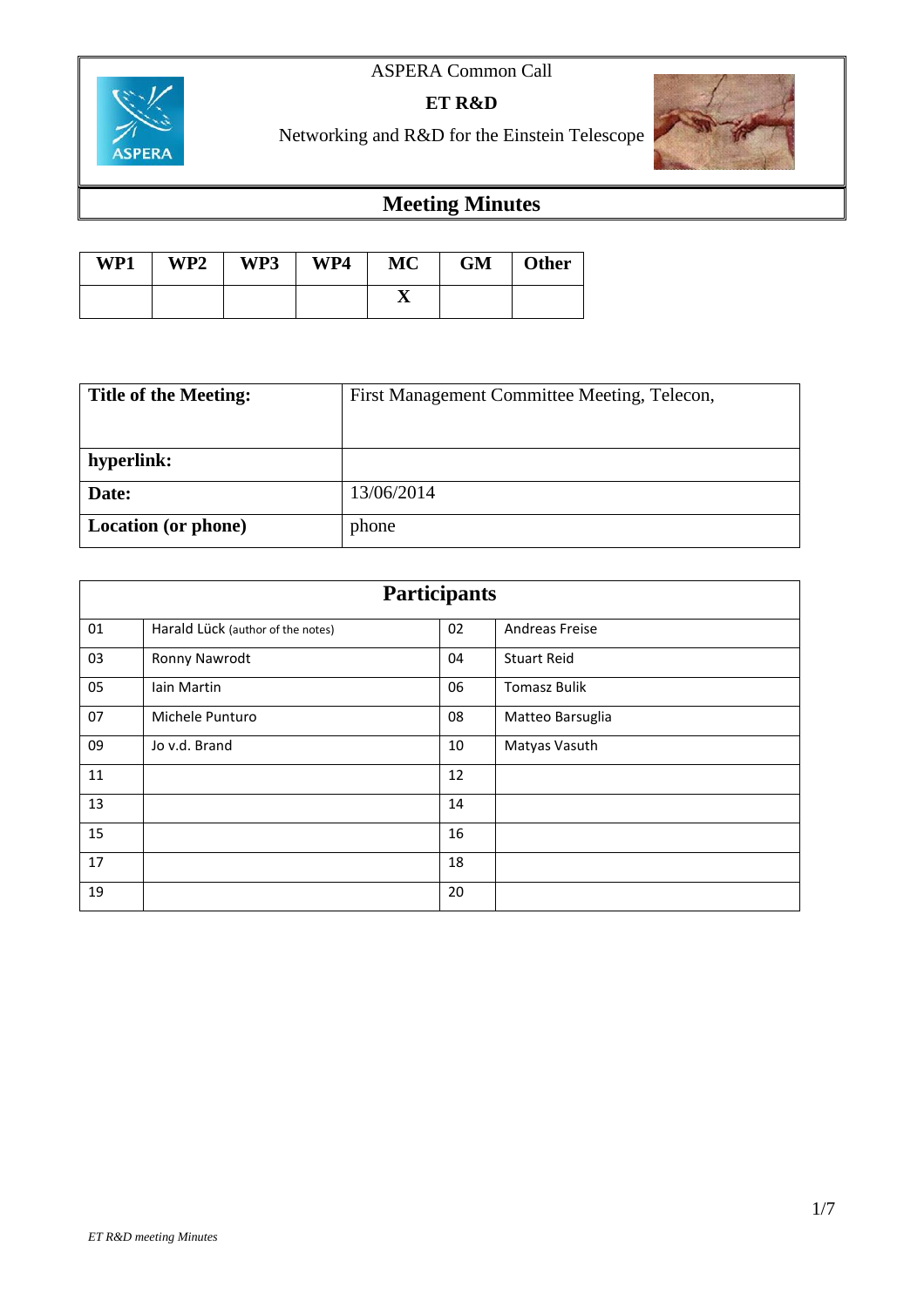ASPERA Common Call

**ET R&D**

Networking and R&D for the Einstein Telescope

# Meeting Minutes

| WP1 | WP2 | WP3 | WP4 | MC | GM | Other |
|---|---|---|---|---|---|---|
| | | | | X | | |

| **Title of the Meeting:** | First Management Committee Meeting, Telecon, |
|---|---|
| **hyperlink:** | |
| **Date:** | 13/06/2014 |
| **Location (or phone)** | phone |

| **Participants** | | | |
|---|---|---|---|
| 01 | Harald Lück (author of the notes) | 02 | Andreas Freise |
| 03 | Ronny Nawrodt | 04 | Stuart Reid |
| 05 | Iain Martin | 06 | Tomasz Bulik |
| 07 | Michele Punturo | 08 | Matteo Barsuglia |
| 09 | Jo v.d. Brand | 10 | Matyas Vasuth |
| 11 | | 12 | |
| 13 | | 14 | |
| 15 | | 16 | |
| 17 | | 18 | |
| 19 | | 20 | |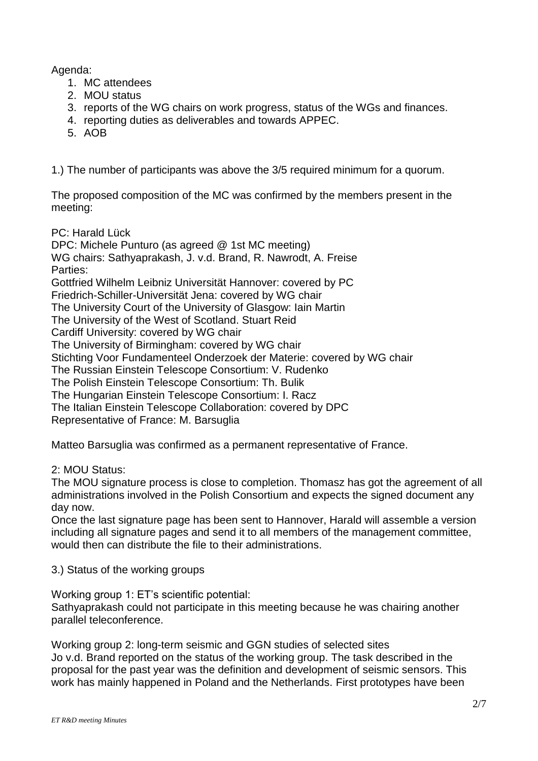Agenda:

1. MC attendees
2. MOU status
3. reports of the WG chairs on work progress, status of the WGs and finances.
4. reporting duties as deliverables and towards APPEC.
5. AOB

1.) The number of participants was above the 3/5 required minimum for a quorum.

The proposed composition of the MC was confirmed by the members present in the meeting:

PC: Harald Lück
DPC: Michele Punturo (as agreed @ 1st MC meeting)
WG chairs: Sathyaprakash, J. v.d. Brand, R. Nawrodt, A. Freise
Parties:
Gottfried Wilhelm Leibniz Universität Hannover: covered by PC
Friedrich-Schiller-Universität Jena: covered by WG chair
The University Court of the University of Glasgow: Iain Martin
The University of the West of Scotland. Stuart Reid
Cardiff University: covered by WG chair
The University of Birmingham: covered by WG chair
Stichting Voor Fundamenteel Onderzoek der Materie: covered by WG chair
The Russian Einstein Telescope Consortium: V. Rudenko
The Polish Einstein Telescope Consortium: Th. Bulik
The Hungarian Einstein Telescope Consortium: I. Racz
The Italian Einstein Telescope Collaboration: covered by DPC
Representative of France: M. Barsuglia

Matteo Barsuglia was confirmed as a permanent representative of France.

2: MOU Status:
The MOU signature process is close to completion. Thomasz has got the agreement of all administrations involved in the Polish Consortium and expects the signed document any day now.
Once the last signature page has been sent to Hannover, Harald will assemble a version including all signature pages and send it to all members of the management committee, would then can distribute the file to their administrations.

3.) Status of the working groups

Working group 1: ET's scientific potential:
Sathyaprakash could not participate in this meeting because he was chairing another parallel teleconference.

Working group 2: long-term seismic and GGN studies of selected sites
Jo v.d. Brand reported on the status of the working group. The task described in the proposal for the past year was the definition and development of seismic sensors. This work has mainly happened in Poland and the Netherlands. First prototypes have been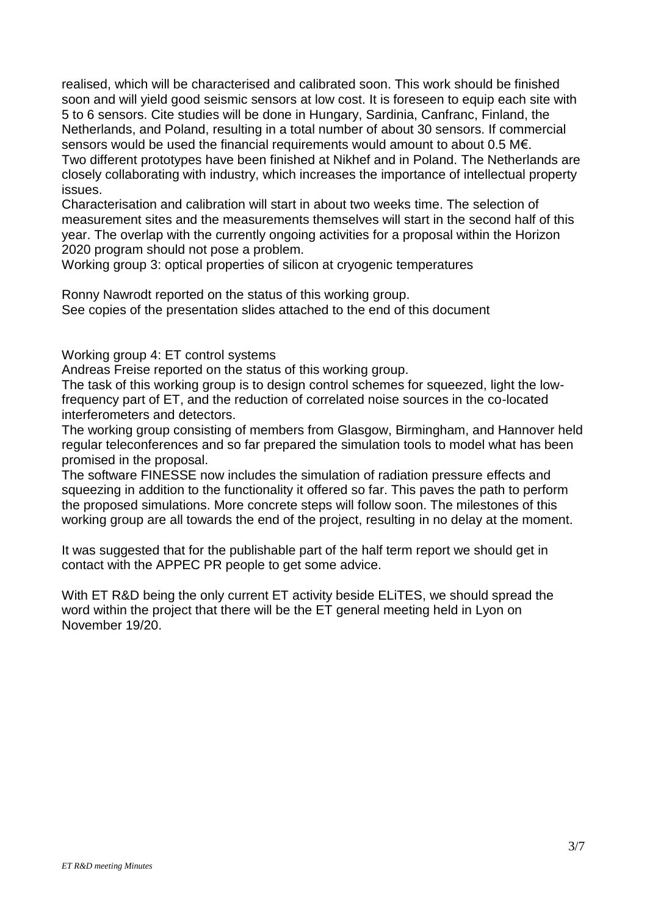realised, which will be characterised and calibrated soon. This work should be finished soon and will yield good seismic sensors at low cost. It is foreseen to equip each site with 5 to 6 sensors. Cite studies will be done in Hungary, Sardinia, Canfranc, Finland, the Netherlands, and Poland, resulting in a total number of about 30 sensors. If commercial sensors would be used the financial requirements would amount to about 0.5 M€.
Two different prototypes have been finished at Nikhef and in Poland. The Netherlands are closely collaborating with industry, which increases the importance of intellectual property issues.
Characterisation and calibration will start in about two weeks time. The selection of measurement sites and the measurements themselves will start in the second half of this year. The overlap with the currently ongoing activities for a proposal within the Horizon 2020 program should not pose a problem.
Working group 3: optical properties of silicon at cryogenic temperatures

Ronny Nawrodt reported on the status of this working group.
See copies of the presentation slides attached to the end of this document

Working group 4: ET control systems
Andreas Freise reported on the status of this working group.
The task of this working group is to design control schemes for squeezed, light the low-frequency part of ET, and the reduction of correlated noise sources in the co-located interferometers and detectors.
The working group consisting of members from Glasgow, Birmingham, and Hannover held regular teleconferences and so far prepared the simulation tools to model what has been promised in the proposal.
The software FINESSE now includes the simulation of radiation pressure effects and squeezing in addition to the functionality it offered so far. This paves the path to perform the proposed simulations. More concrete steps will follow soon. The milestones of this working group are all towards the end of the project, resulting in no delay at the moment.

It was suggested that for the publishable part of the half term report we should get in contact with the APPEC PR people to get some advice.

With ET R&D being the only current ET activity beside ELiTES, we should spread the word within the project that there will be the ET general meeting held in Lyon on November 19/20.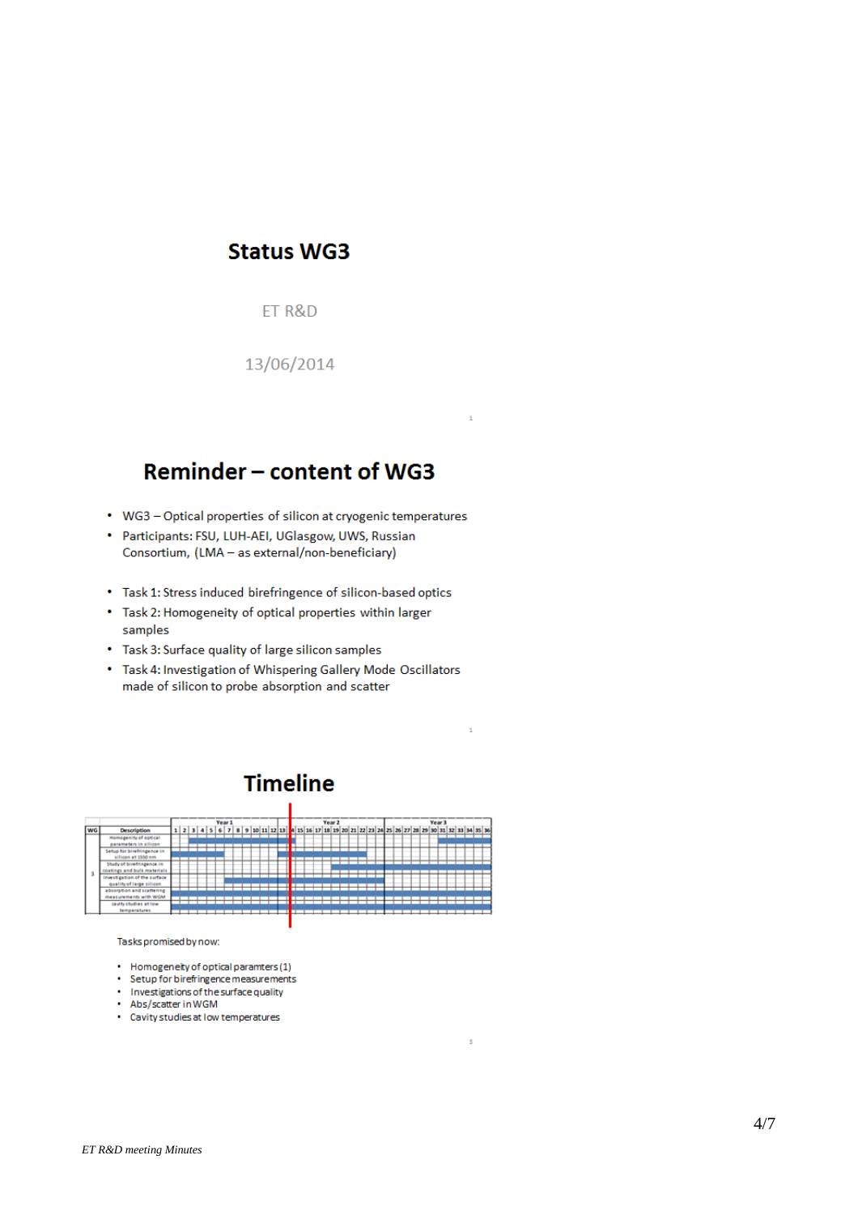# Status WG3

ET R&D

13/06/2014

## Reminder – content of WG3

- WG3 – Optical properties of silicon at cryogenic temperatures
- Participants: FSU, LUH-AEI, UGlasgow, UWS, Russian Consortium, (LMA – as external/non-beneficiary)

- Task 1: Stress induced birefringence of silicon-based optics
- Task 2: Homogeneity of optical properties within larger samples
- Task 3: Surface quality of large silicon samples
- Task 4: Investigation of Whispering Gallery Mode Oscillators made of silicon to probe absorption and scatter

## Timeline

| WG | Description | Year 1 | Year 2 | Year 3 |
|---|---|---|---|---|
| 3 | Homogenity of optical parameters in silicon | | | |
| | Setup for birefringence in silicon at 1550 nm | | | |
| | Study of birefringence in coatings and bulk materials | | | |
| | Investigation of the surface quality of large silicon | | | |
| | absorption and scattering measurements with WGM | | | |
| | cavity studies at low temperatures | | | |

Tasks promised by now:

- Homogenety of optical paramters (1)
- Setup for birefringence measurements
- Investigations of the surface quality
- Abs/scatter in WGM
- Cavity studies at low temperatures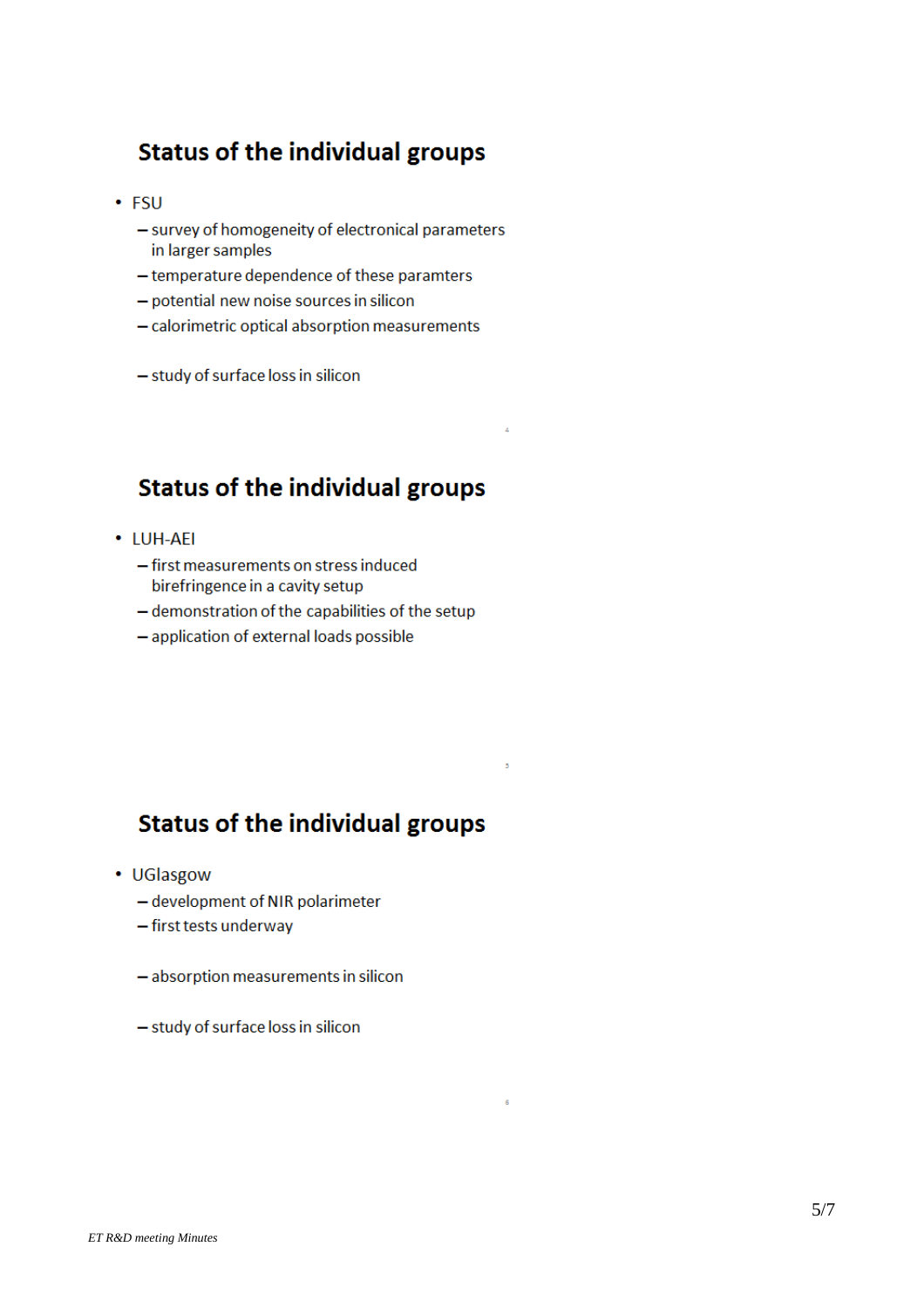## Status of the individual groups

- FSU
  - survey of homogeneity of electronical parameters in larger samples
  - temperature dependence of these paramters
  - potential new noise sources in silicon
  - calorimetric optical absorption measurements

  - study of surface loss in silicon

## Status of the individual groups

- LUH-AEI
  - first measurements on stress induced birefringence in a cavity setup
  - demonstration of the capabilities of the setup
  - application of external loads possible

## Status of the individual groups

- UGlasgow
  - development of NIR polarimeter
  - first tests underway

  - absorption measurements in silicon

  - study of surface loss in silicon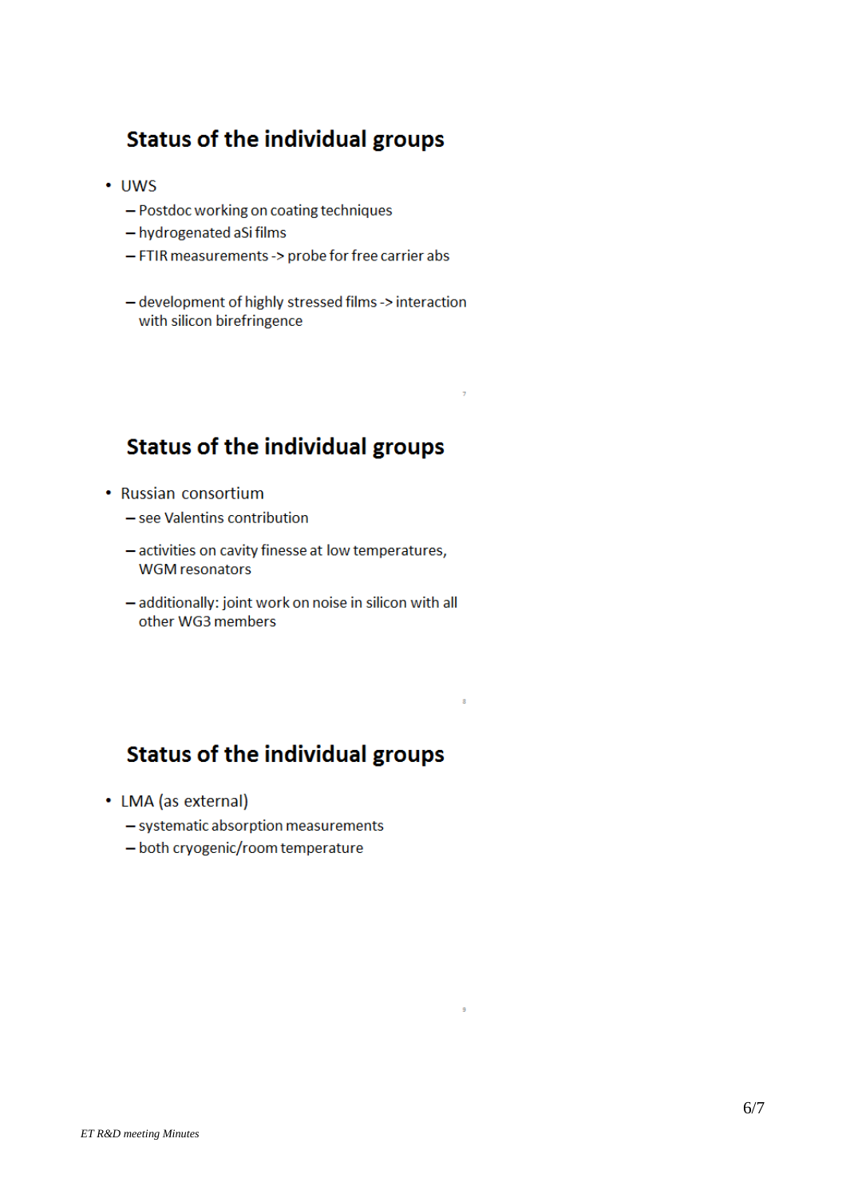## Status of the individual groups

- UWS
  - Postdoc working on coating techniques
  - hydrogenated aSi films
  - FTIR measurements -> probe for free carrier abs
  - development of highly stressed films -> interaction with silicon birefringence

## Status of the individual groups

- Russian consortium
  - see Valentins contribution
  - activities on cavity finesse at low temperatures, WGM resonators
  - additionally: joint work on noise in silicon with all other WG3 members

## Status of the individual groups

- LMA (as external)
  - systematic absorption measurements
  - both cryogenic/room temperature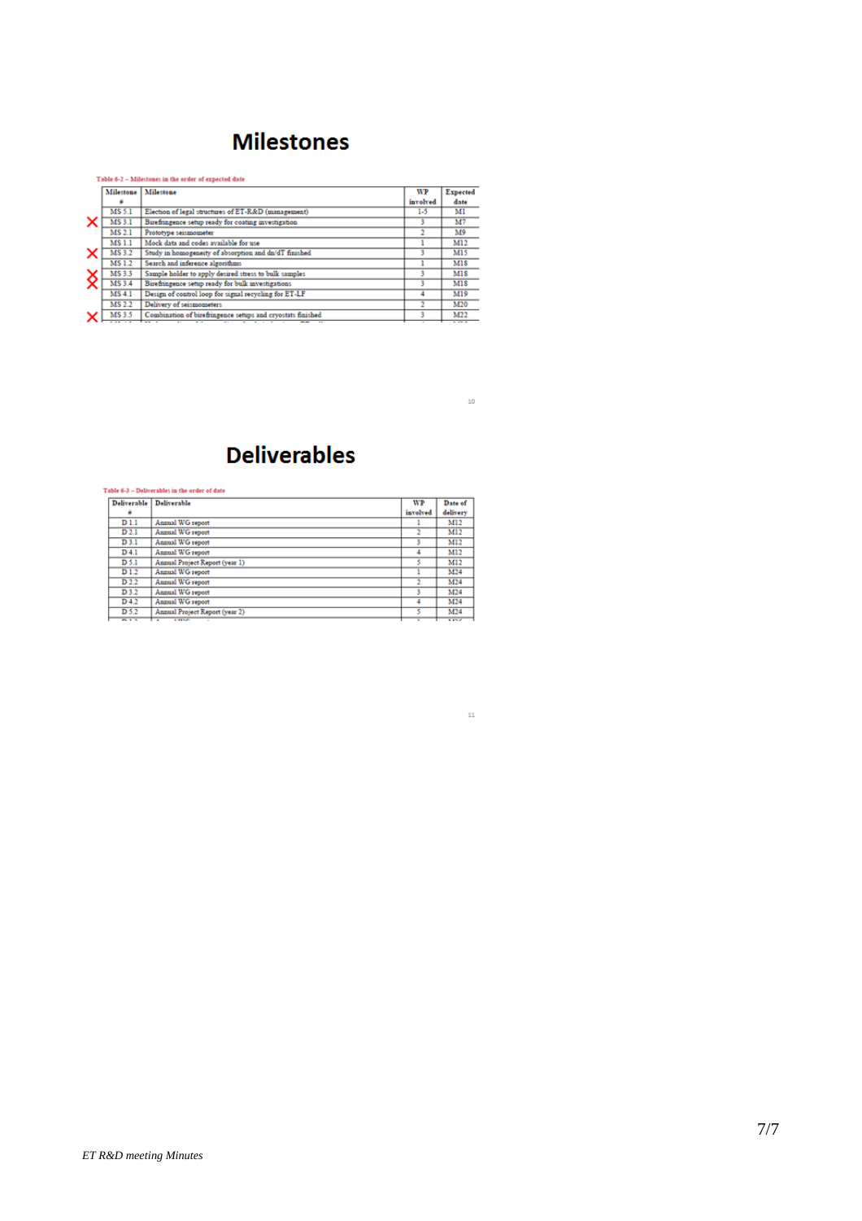# Milestones

Table 6-2 – Milestones in the order of expected date

| | Milestone # | Milestone | WP involved | Expected date |
|---|---|---|---|---|
| | MS 5.1 | Election of legal structures of ET-R&D (management) | 1-5 | M1 |
| ✗ | MS 3.1 | Birefringence setup ready for coating investigation | 3 | M7 |
| | MS 2.1 | Prototype seismometer | 2 | M9 |
| | MS 1.1 | Mock data and codes available for use | 1 | M12 |
| ✗ | MS 3.2 | Study in homogeneity of absorption and dn/dT finished | 3 | M15 |
| | MS 1.2 | Search and inference algorithms | 1 | M18 |
| ✗ | MS 3.3 | Sample holder to apply desired stress to bulk samples | 3 | M18 |
| ✗ | MS 3.4 | Birefringence setup ready for bulk investigations | 3 | M18 |
| | MS 4.1 | Design of control loop for signal recycling for ET-LF | 4 | M19 |
| | MS 2.2 | Delivery of seismometers | 2 | M20 |
| ✗ | MS 3.5 | Combination of birefringence setups and cryostats finished | 3 | M22 |

# Deliverables

Table 6-3 – Deliverables in the order of date

| Deliverable # | Deliverable | WP involved | Date of delivery |
|---|---|---|---|
| D 1.1 | Annual WG report | 1 | M12 |
| D 2.1 | Annual WG report | 2 | M12 |
| D 3.1 | Annual WG report | 3 | M12 |
| D 4.1 | Annual WG report | 4 | M12 |
| D 5.1 | Annual Project Report (year 1) | 5 | M12 |
| D 1.2 | Annual WG report | 1 | M24 |
| D 2.2 | Annual WG report | 2 | M24 |
| D 3.2 | Annual WG report | 3 | M24 |
| D 4.2 | Annual WG report | 4 | M24 |
| D 5.2 | Annual Project Report (year 2) | 5 | M24 |

*ET R&D meeting Minutes*